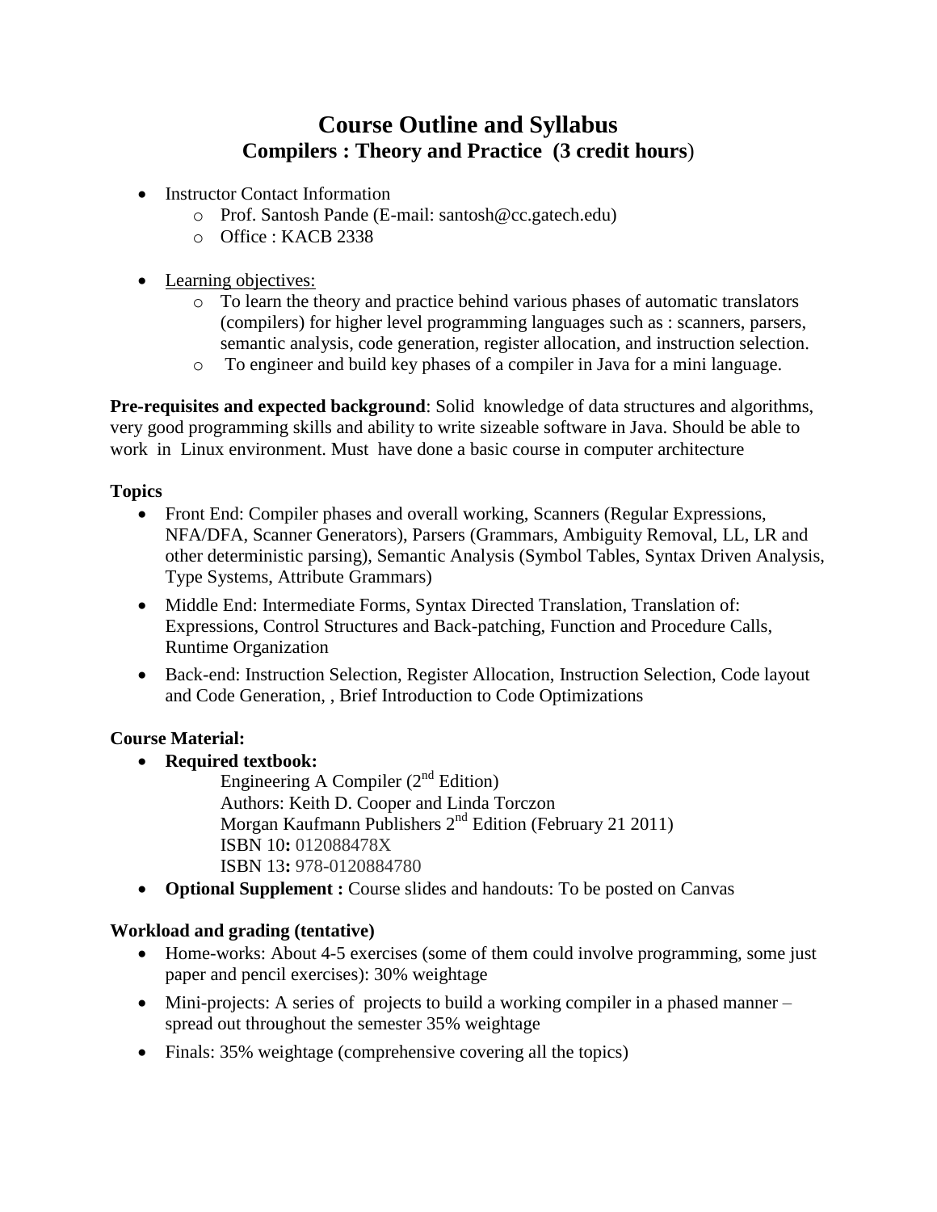# Course Outline and Syllabus

## Compilers : Theory and Practice (3 credit hours)

- Instructor Contact Information
  - Prof. Santosh Pande (E-mail: santosh@cc.gatech.edu)
  - Office : KACB 2338

- Learning objectives:
  - To learn the theory and practice behind various phases of automatic translators (compilers) for higher level programming languages such as : scanners, parsers, semantic analysis, code generation, register allocation, and instruction selection.
  - To engineer and build key phases of a compiler in Java for a mini language.

**Pre-requisites and expected background**: Solid knowledge of data structures and algorithms, very good programming skills and ability to write sizeable software in Java. Should be able to work in Linux environment. Must have done a basic course in computer architecture

**Topics**

- Front End: Compiler phases and overall working, Scanners (Regular Expressions, NFA/DFA, Scanner Generators), Parsers (Grammars, Ambiguity Removal, LL, LR and other deterministic parsing), Semantic Analysis (Symbol Tables, Syntax Driven Analysis, Type Systems, Attribute Grammars)
- Middle End: Intermediate Forms, Syntax Directed Translation, Translation of: Expressions, Control Structures and Back-patching, Function and Procedure Calls, Runtime Organization
- Back-end: Instruction Selection, Register Allocation, Instruction Selection, Code layout and Code Generation, , Brief Introduction to Code Optimizations

**Course Material:**

- **Required textbook:**

  Engineering A Compiler (2nd Edition)
  Authors: Keith D. Cooper and Linda Torczon
  Morgan Kaufmann Publishers 2nd Edition (February 21 2011)
  ISBN 10**:** 012088478X
  ISBN 13**:** 978-0120884780

- **Optional Supplement :** Course slides and handouts: To be posted on Canvas

**Workload and grading (tentative)**

- Home-works: About 4-5 exercises (some of them could involve programming, some just paper and pencil exercises): 30% weightage
- Mini-projects: A series of projects to build a working compiler in a phased manner – spread out throughout the semester 35% weightage
- Finals: 35% weightage (comprehensive covering all the topics)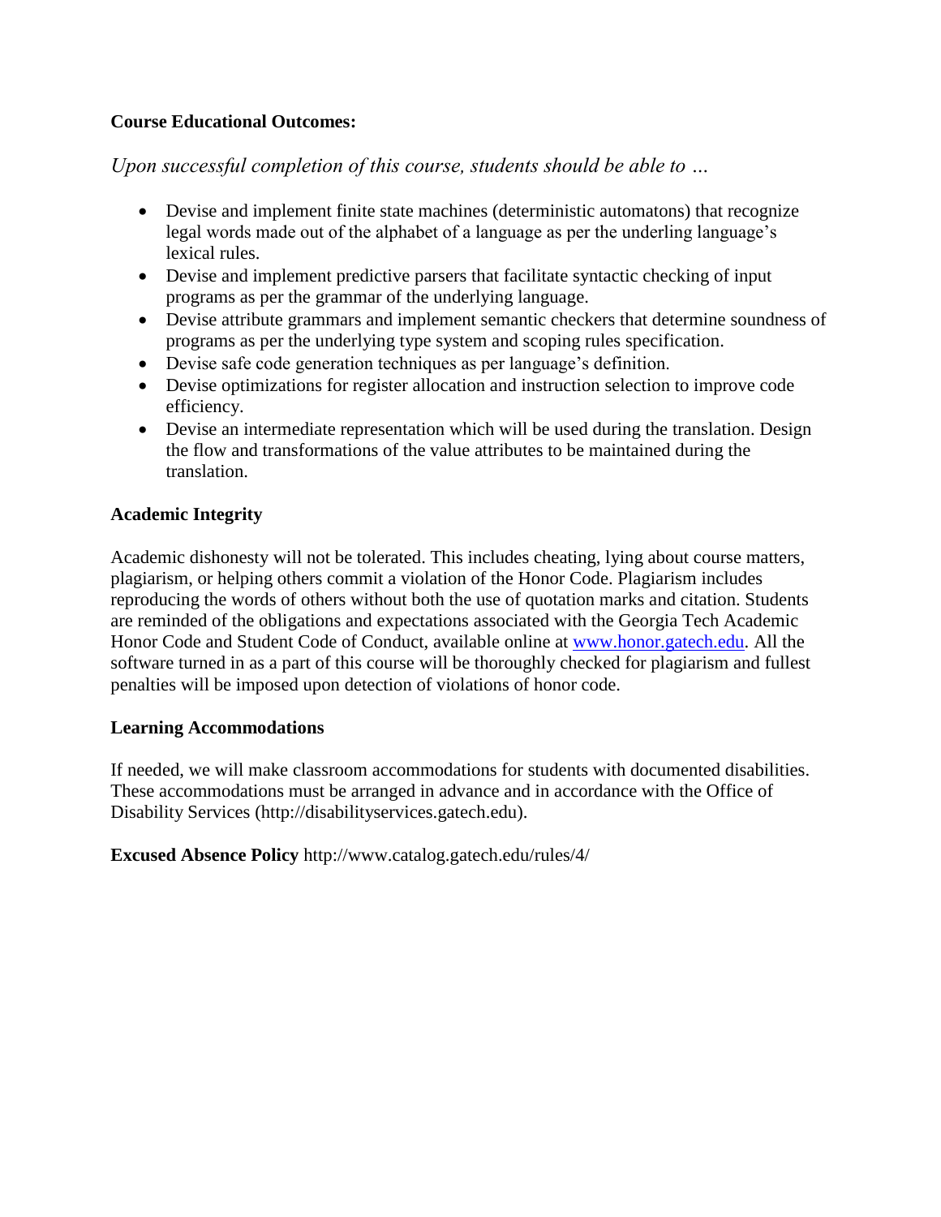**Course Educational Outcomes:**

*Upon successful completion of this course, students should be able to …*

- Devise and implement finite state machines (deterministic automatons) that recognize legal words made out of the alphabet of a language as per the underling language's lexical rules.
- Devise and implement predictive parsers that facilitate syntactic checking of input programs as per the grammar of the underlying language.
- Devise attribute grammars and implement semantic checkers that determine soundness of programs as per the underlying type system and scoping rules specification.
- Devise safe code generation techniques as per language's definition.
- Devise optimizations for register allocation and instruction selection to improve code efficiency.
- Devise an intermediate representation which will be used during the translation. Design the flow and transformations of the value attributes to be maintained during the translation.

**Academic Integrity**

Academic dishonesty will not be tolerated. This includes cheating, lying about course matters, plagiarism, or helping others commit a violation of the Honor Code. Plagiarism includes reproducing the words of others without both the use of quotation marks and citation. Students are reminded of the obligations and expectations associated with the Georgia Tech Academic Honor Code and Student Code of Conduct, available online at www.honor.gatech.edu. All the software turned in as a part of this course will be thoroughly checked for plagiarism and fullest penalties will be imposed upon detection of violations of honor code.

**Learning Accommodations**

If needed, we will make classroom accommodations for students with documented disabilities. These accommodations must be arranged in advance and in accordance with the Office of Disability Services (http://disabilityservices.gatech.edu).

**Excused Absence Policy** http://www.catalog.gatech.edu/rules/4/